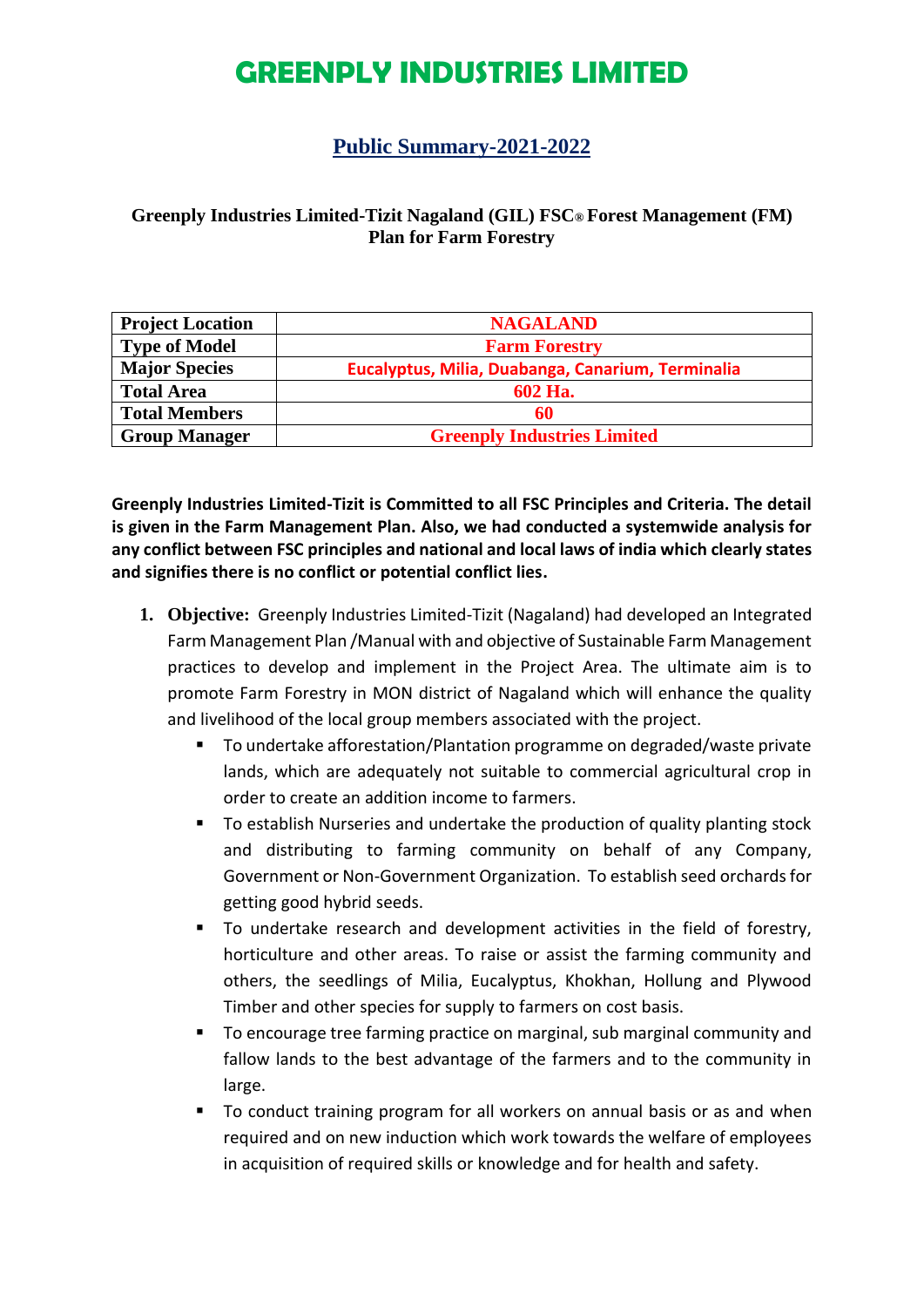# GREENPLY INDUSTRIES LIMITED

## Public Summary-2021-2022

### Greenply Industries Limited-Tizit Nagaland (GIL) FSC® Forest Management (FM) Plan for Farm Forestry

| Project Location | NAGALAND |
|---|---|
| Type of Model | Farm Forestry |
| Major Species | Eucalyptus, Milia, Duabanga, Canarium, Terminalia |
| Total Area | 602 Ha. |
| Total Members | 60 |
| Group Manager | Greenply Industries Limited |

**Greenply Industries Limited-Tizit is Committed to all FSC Principles and Criteria. The detail is given in the Farm Management Plan. Also, we had conducted a systemwide analysis for any conflict between FSC principles and national and local laws of india which clearly states and signifies there is no conflict or potential conflict lies.**

1. **Objective:** Greenply Industries Limited-Tizit (Nagaland) had developed an Integrated Farm Management Plan /Manual with and objective of Sustainable Farm Management practices to develop and implement in the Project Area. The ultimate aim is to promote Farm Forestry in MON district of Nagaland which will enhance the quality and livelihood of the local group members associated with the project.
   - To undertake afforestation/Plantation programme on degraded/waste private lands, which are adequately not suitable to commercial agricultural crop in order to create an addition income to farmers.
   - To establish Nurseries and undertake the production of quality planting stock and distributing to farming community on behalf of any Company, Government or Non-Government Organization. To establish seed orchards for getting good hybrid seeds.
   - To undertake research and development activities in the field of forestry, horticulture and other areas. To raise or assist the farming community and others, the seedlings of Milia, Eucalyptus, Khokhan, Hollung and Plywood Timber and other species for supply to farmers on cost basis.
   - To encourage tree farming practice on marginal, sub marginal community and fallow lands to the best advantage of the farmers and to the community in large.
   - To conduct training program for all workers on annual basis or as and when required and on new induction which work towards the welfare of employees in acquisition of required skills or knowledge and for health and safety.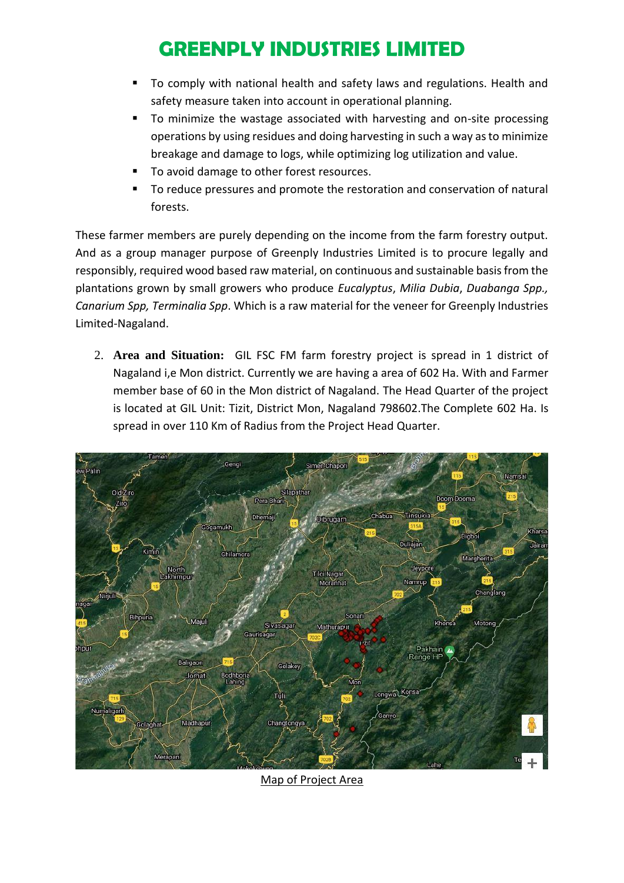- To comply with national health and safety laws and regulations. Health and safety measure taken into account in operational planning.
- To minimize the wastage associated with harvesting and on-site processing operations by using residues and doing harvesting in such a way as to minimize breakage and damage to logs, while optimizing log utilization and value.
- To avoid damage to other forest resources.
- To reduce pressures and promote the restoration and conservation of natural forests.

These farmer members are purely depending on the income from the farm forestry output. And as a group manager purpose of Greenply Industries Limited is to procure legally and responsibly, required wood based raw material, on continuous and sustainable basis from the plantations grown by small growers who produce *Eucalyptus*, *Milia Dubia*, *Duabanga Spp., Canarium Spp, Terminalia Spp*. Which is a raw material for the veneer for Greenply Industries Limited-Nagaland.

2. **Area and Situation:** GIL FSC FM farm forestry project is spread in 1 district of Nagaland i,e Mon district. Currently we are having a area of 602 Ha. With and Farmer member base of 60 in the Mon district of Nagaland. The Head Quarter of the project is located at GIL Unit: Tizit, District Mon, Nagaland 798602.The Complete 602 Ha. Is spread in over 110 Km of Radius from the Project Head Quarter.

Map of Project Area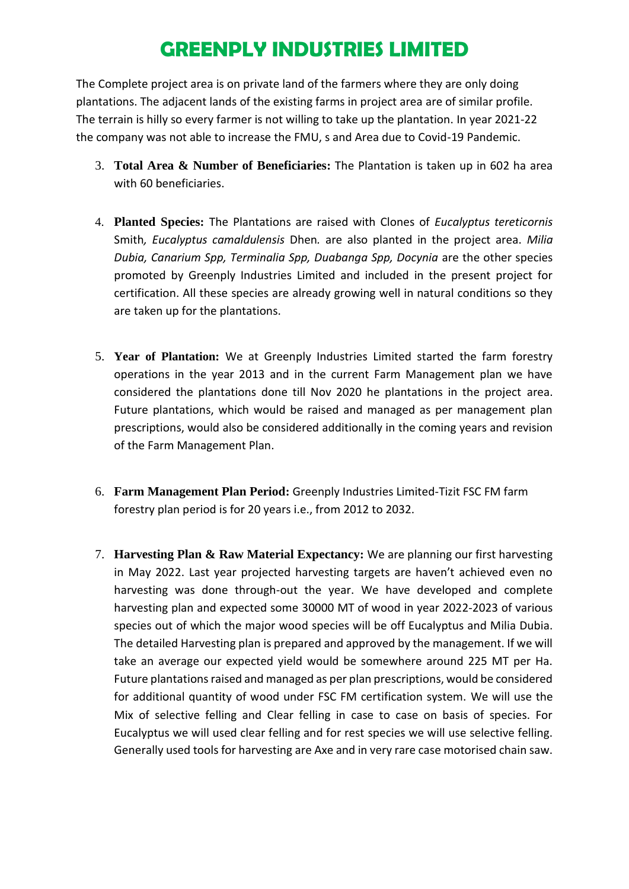# GREENPLY INDUSTRIES LIMITED

The Complete project area is on private land of the farmers where they are only doing plantations. The adjacent lands of the existing farms in project area are of similar profile. The terrain is hilly so every farmer is not willing to take up the plantation. In year 2021-22 the company was not able to increase the FMU, s and Area due to Covid-19 Pandemic.

3. **Total Area & Number of Beneficiaries:** The Plantation is taken up in 602 ha area with 60 beneficiaries.

4. **Planted Species:** The Plantations are raised with Clones of *Eucalyptus tereticornis* Smith*, Eucalyptus camaldulensis* Dhen*.* are also planted in the project area. *Milia Dubia, Canarium Spp, Terminalia Spp, Duabanga Spp, Docynia* are the other species promoted by Greenply Industries Limited and included in the present project for certification. All these species are already growing well in natural conditions so they are taken up for the plantations.

5. **Year of Plantation:** We at Greenply Industries Limited started the farm forestry operations in the year 2013 and in the current Farm Management plan we have considered the plantations done till Nov 2020 he plantations in the project area. Future plantations, which would be raised and managed as per management plan prescriptions, would also be considered additionally in the coming years and revision of the Farm Management Plan.

6. **Farm Management Plan Period:** Greenply Industries Limited-Tizit FSC FM farm forestry plan period is for 20 years i.e., from 2012 to 2032.

7. **Harvesting Plan & Raw Material Expectancy:** We are planning our first harvesting in May 2022. Last year projected harvesting targets are haven't achieved even no harvesting was done through-out the year. We have developed and complete harvesting plan and expected some 30000 MT of wood in year 2022-2023 of various species out of which the major wood species will be off Eucalyptus and Milia Dubia. The detailed Harvesting plan is prepared and approved by the management. If we will take an average our expected yield would be somewhere around 225 MT per Ha. Future plantations raised and managed as per plan prescriptions, would be considered for additional quantity of wood under FSC FM certification system. We will use the Mix of selective felling and Clear felling in case to case on basis of species. For Eucalyptus we will used clear felling and for rest species we will use selective felling. Generally used tools for harvesting are Axe and in very rare case motorised chain saw.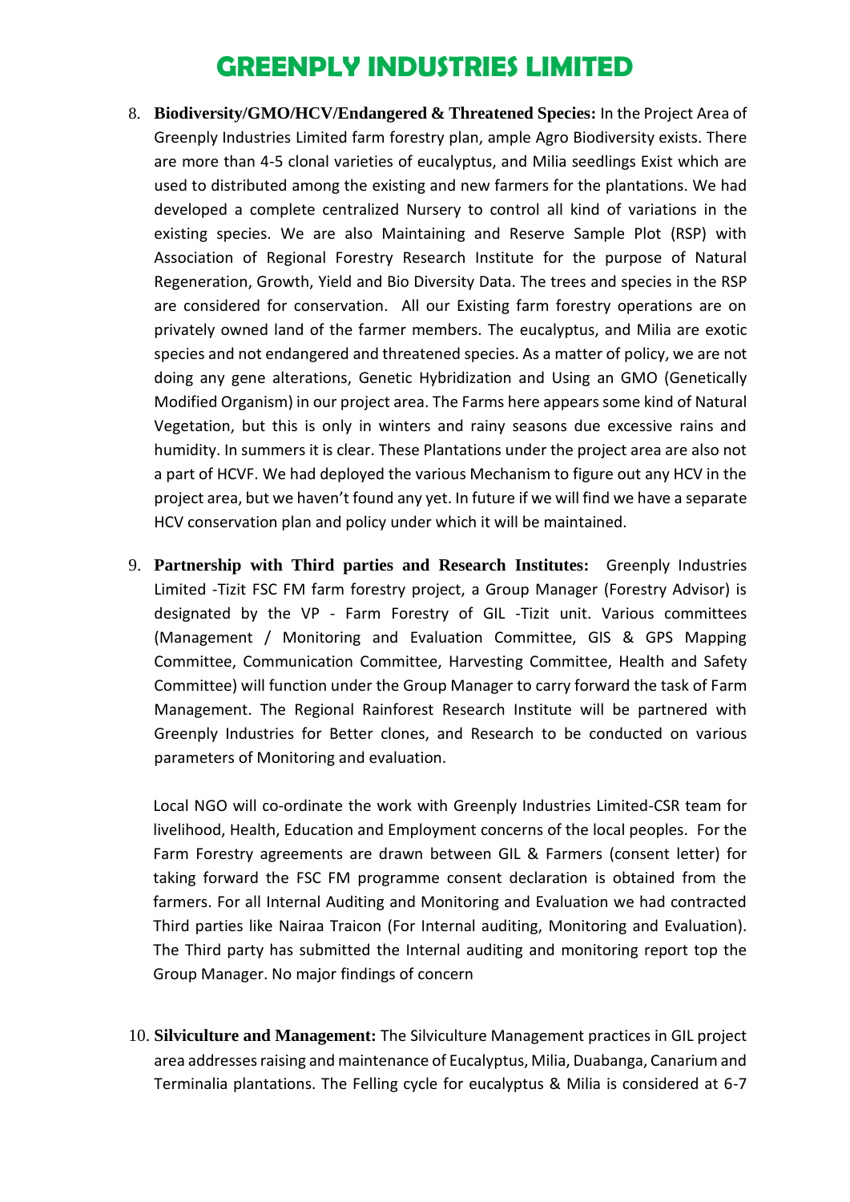8. **Biodiversity/GMO/HCV/Endangered & Threatened Species:** In the Project Area of Greenply Industries Limited farm forestry plan, ample Agro Biodiversity exists. There are more than 4-5 clonal varieties of eucalyptus, and Milia seedlings Exist which are used to distributed among the existing and new farmers for the plantations. We had developed a complete centralized Nursery to control all kind of variations in the existing species. We are also Maintaining and Reserve Sample Plot (RSP) with Association of Regional Forestry Research Institute for the purpose of Natural Regeneration, Growth, Yield and Bio Diversity Data. The trees and species in the RSP are considered for conservation. All our Existing farm forestry operations are on privately owned land of the farmer members. The eucalyptus, and Milia are exotic species and not endangered and threatened species. As a matter of policy, we are not doing any gene alterations, Genetic Hybridization and Using an GMO (Genetically Modified Organism) in our project area. The Farms here appears some kind of Natural Vegetation, but this is only in winters and rainy seasons due excessive rains and humidity. In summers it is clear. These Plantations under the project area are also not a part of HCVF. We had deployed the various Mechanism to figure out any HCV in the project area, but we haven't found any yet. In future if we will find we have a separate HCV conservation plan and policy under which it will be maintained.

9. **Partnership with Third parties and Research Institutes:** Greenply Industries Limited -Tizit FSC FM farm forestry project, a Group Manager (Forestry Advisor) is designated by the VP - Farm Forestry of GIL -Tizit unit. Various committees (Management / Monitoring and Evaluation Committee, GIS & GPS Mapping Committee, Communication Committee, Harvesting Committee, Health and Safety Committee) will function under the Group Manager to carry forward the task of Farm Management. The Regional Rainforest Research Institute will be partnered with Greenply Industries for Better clones, and Research to be conducted on various parameters of Monitoring and evaluation.

   Local NGO will co-ordinate the work with Greenply Industries Limited-CSR team for livelihood, Health, Education and Employment concerns of the local peoples. For the Farm Forestry agreements are drawn between GIL & Farmers (consent letter) for taking forward the FSC FM programme consent declaration is obtained from the farmers. For all Internal Auditing and Monitoring and Evaluation we had contracted Third parties like Nairaa Traicon (For Internal auditing, Monitoring and Evaluation). The Third party has submitted the Internal auditing and monitoring report top the Group Manager. No major findings of concern

10. **Silviculture and Management:** The Silviculture Management practices in GIL project area addresses raising and maintenance of Eucalyptus, Milia, Duabanga, Canarium and Terminalia plantations. The Felling cycle for eucalyptus & Milia is considered at 6-7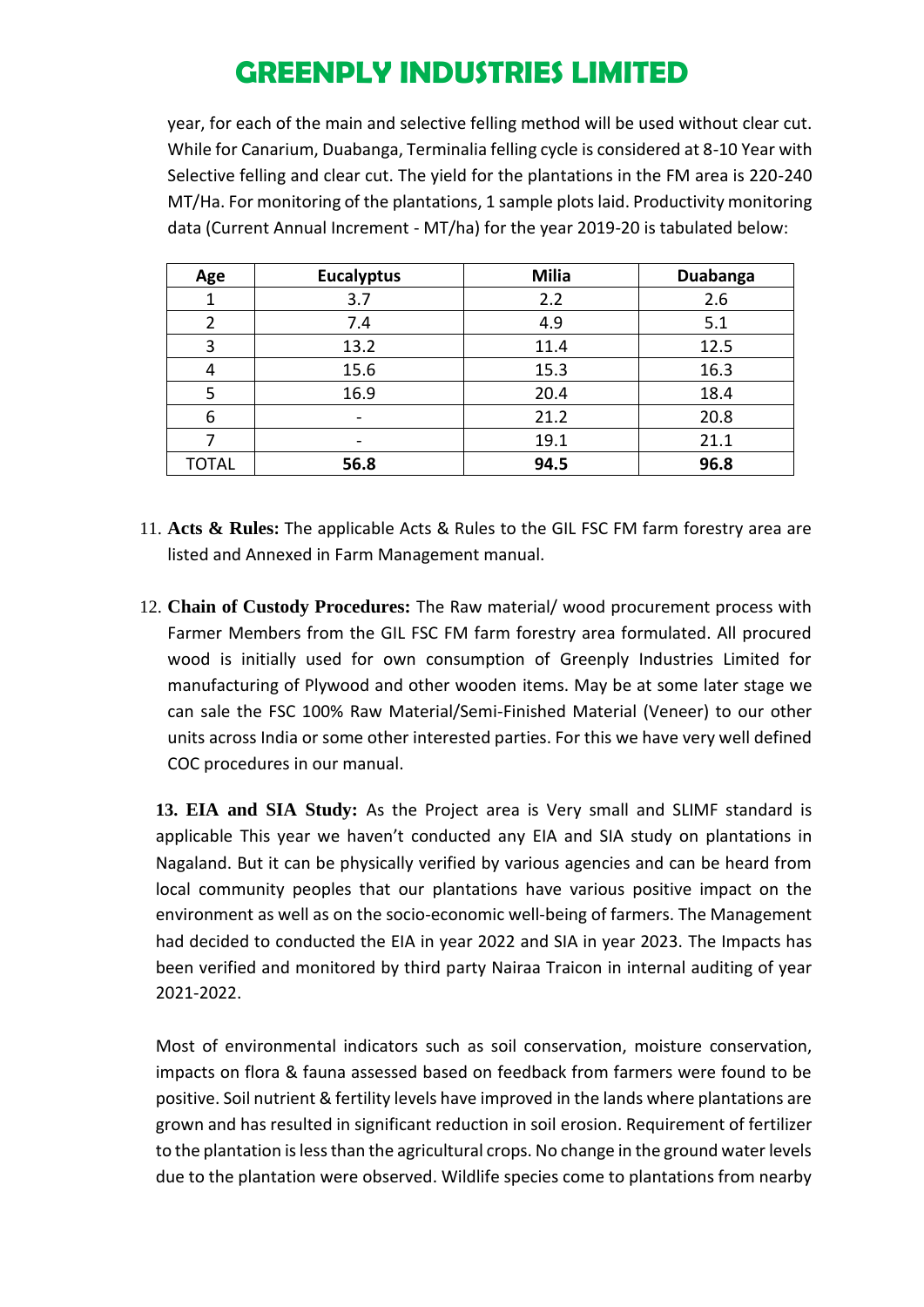year, for each of the main and selective felling method will be used without clear cut. While for Canarium, Duabanga, Terminalia felling cycle is considered at 8-10 Year with Selective felling and clear cut. The yield for the plantations in the FM area is 220-240 MT/Ha. For monitoring of the plantations, 1 sample plots laid. Productivity monitoring data (Current Annual Increment - MT/ha) for the year 2019-20 is tabulated below:

| Age | Eucalyptus | Milia | Duabanga |
|---|---|---|---|
| 1 | 3.7 | 2.2 | 2.6 |
| 2 | 7.4 | 4.9 | 5.1 |
| 3 | 13.2 | 11.4 | 12.5 |
| 4 | 15.6 | 15.3 | 16.3 |
| 5 | 16.9 | 20.4 | 18.4 |
| 6 | - | 21.2 | 20.8 |
| 7 | - | 19.1 | 21.1 |
| TOTAL | **56.8** | **94.5** | **96.8** |

11. **Acts & Rules:** The applicable Acts & Rules to the GIL FSC FM farm forestry area are listed and Annexed in Farm Management manual.

12. **Chain of Custody Procedures:** The Raw material/ wood procurement process with Farmer Members from the GIL FSC FM farm forestry area formulated. All procured wood is initially used for own consumption of Greenply Industries Limited for manufacturing of Plywood and other wooden items. May be at some later stage we can sale the FSC 100% Raw Material/Semi-Finished Material (Veneer) to our other units across India or some other interested parties. For this we have very well defined COC procedures in our manual.

**13. EIA and SIA Study:** As the Project area is Very small and SLIMF standard is applicable This year we haven't conducted any EIA and SIA study on plantations in Nagaland. But it can be physically verified by various agencies and can be heard from local community peoples that our plantations have various positive impact on the environment as well as on the socio-economic well-being of farmers. The Management had decided to conducted the EIA in year 2022 and SIA in year 2023. The Impacts has been verified and monitored by third party Nairaa Traicon in internal auditing of year 2021-2022.

Most of environmental indicators such as soil conservation, moisture conservation, impacts on flora & fauna assessed based on feedback from farmers were found to be positive. Soil nutrient & fertility levels have improved in the lands where plantations are grown and has resulted in significant reduction in soil erosion. Requirement of fertilizer to the plantation is less than the agricultural crops. No change in the ground water levels due to the plantation were observed. Wildlife species come to plantations from nearby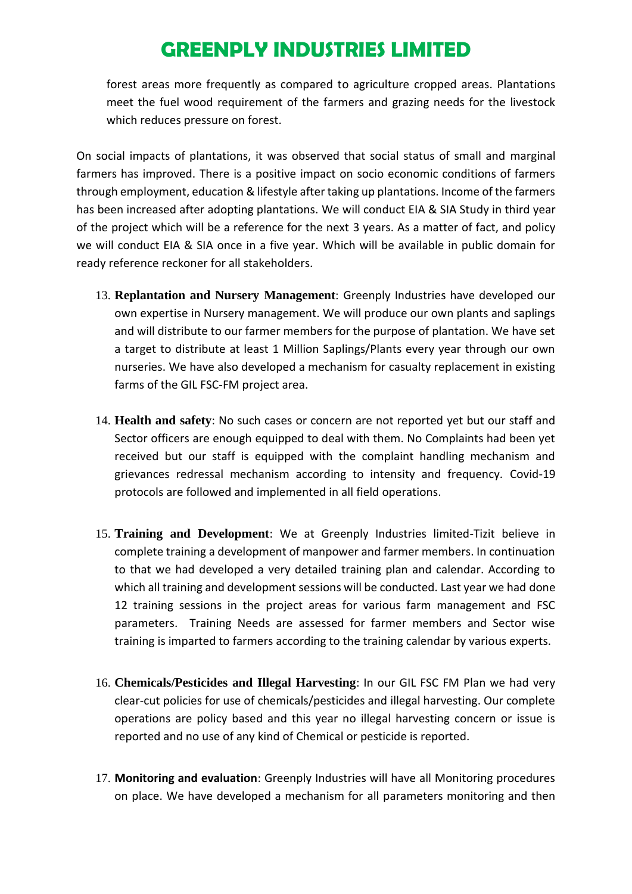forest areas more frequently as compared to agriculture cropped areas. Plantations meet the fuel wood requirement of the farmers and grazing needs for the livestock which reduces pressure on forest.

On social impacts of plantations, it was observed that social status of small and marginal farmers has improved. There is a positive impact on socio economic conditions of farmers through employment, education & lifestyle after taking up plantations. Income of the farmers has been increased after adopting plantations. We will conduct EIA & SIA Study in third year of the project which will be a reference for the next 3 years. As a matter of fact, and policy we will conduct EIA & SIA once in a five year. Which will be available in public domain for ready reference reckoner for all stakeholders.

13. **Replantation and Nursery Management**: Greenply Industries have developed our own expertise in Nursery management. We will produce our own plants and saplings and will distribute to our farmer members for the purpose of plantation. We have set a target to distribute at least 1 Million Saplings/Plants every year through our own nurseries. We have also developed a mechanism for casualty replacement in existing farms of the GIL FSC-FM project area.

14. **Health and safety**: No such cases or concern are not reported yet but our staff and Sector officers are enough equipped to deal with them. No Complaints had been yet received but our staff is equipped with the complaint handling mechanism and grievances redressal mechanism according to intensity and frequency. Covid-19 protocols are followed and implemented in all field operations.

15. **Training and Development**: We at Greenply Industries limited-Tizit believe in complete training a development of manpower and farmer members. In continuation to that we had developed a very detailed training plan and calendar. According to which all training and development sessions will be conducted. Last year we had done 12 training sessions in the project areas for various farm management and FSC parameters. Training Needs are assessed for farmer members and Sector wise training is imparted to farmers according to the training calendar by various experts.

16. **Chemicals/Pesticides and Illegal Harvesting**: In our GIL FSC FM Plan we had very clear-cut policies for use of chemicals/pesticides and illegal harvesting. Our complete operations are policy based and this year no illegal harvesting concern or issue is reported and no use of any kind of Chemical or pesticide is reported.

17. **Monitoring and evaluation**: Greenply Industries will have all Monitoring procedures on place. We have developed a mechanism for all parameters monitoring and then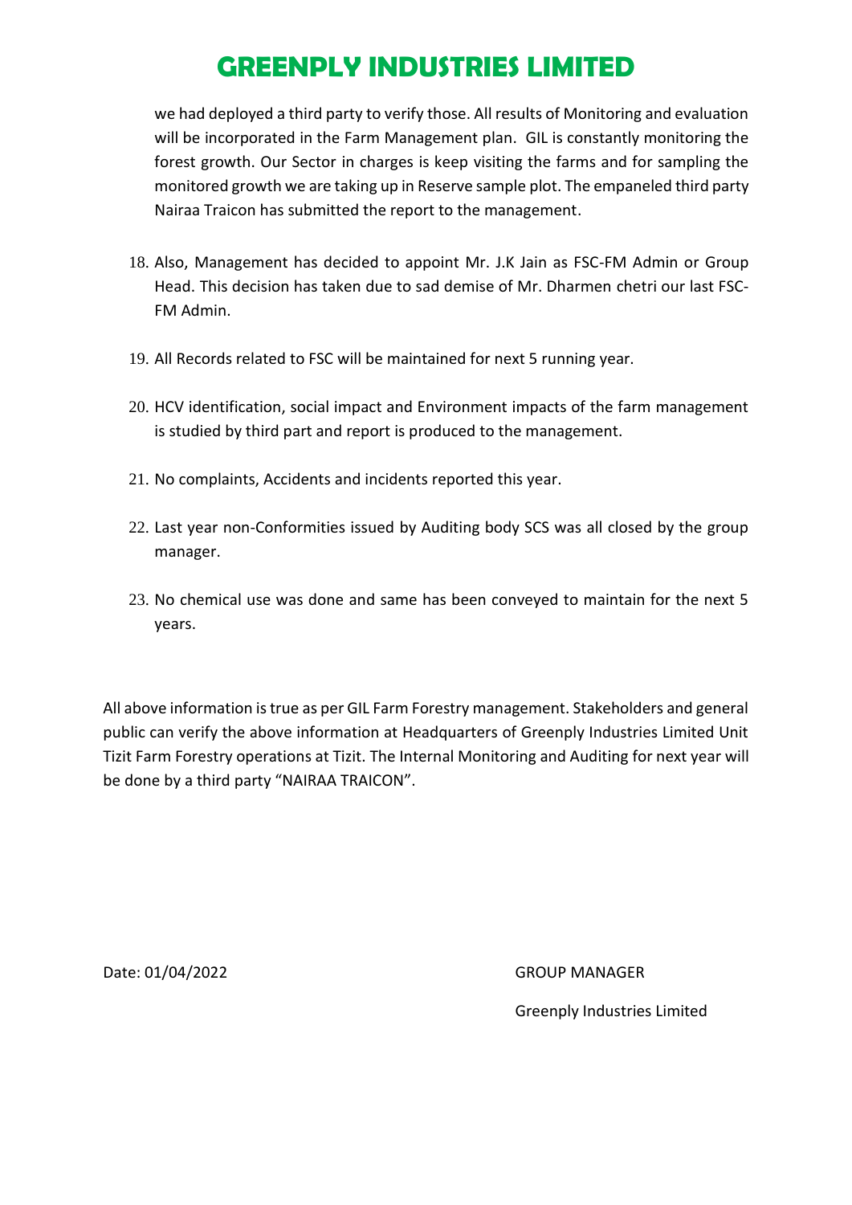we had deployed a third party to verify those. All results of Monitoring and evaluation will be incorporated in the Farm Management plan. GIL is constantly monitoring the forest growth. Our Sector in charges is keep visiting the farms and for sampling the monitored growth we are taking up in Reserve sample plot. The empaneled third party Nairaa Traicon has submitted the report to the management.

18. Also, Management has decided to appoint Mr. J.K Jain as FSC-FM Admin or Group Head. This decision has taken due to sad demise of Mr. Dharmen chetri our last FSC-FM Admin.

19. All Records related to FSC will be maintained for next 5 running year.

20. HCV identification, social impact and Environment impacts of the farm management is studied by third part and report is produced to the management.

21. No complaints, Accidents and incidents reported this year.

22. Last year non-Conformities issued by Auditing body SCS was all closed by the group manager.

23. No chemical use was done and same has been conveyed to maintain for the next 5 years.

All above information is true as per GIL Farm Forestry management. Stakeholders and general public can verify the above information at Headquarters of Greenply Industries Limited Unit Tizit Farm Forestry operations at Tizit. The Internal Monitoring and Auditing for next year will be done by a third party "NAIRAA TRAICON".

Date: 01/04/2022

GROUP MANAGER

Greenply Industries Limited